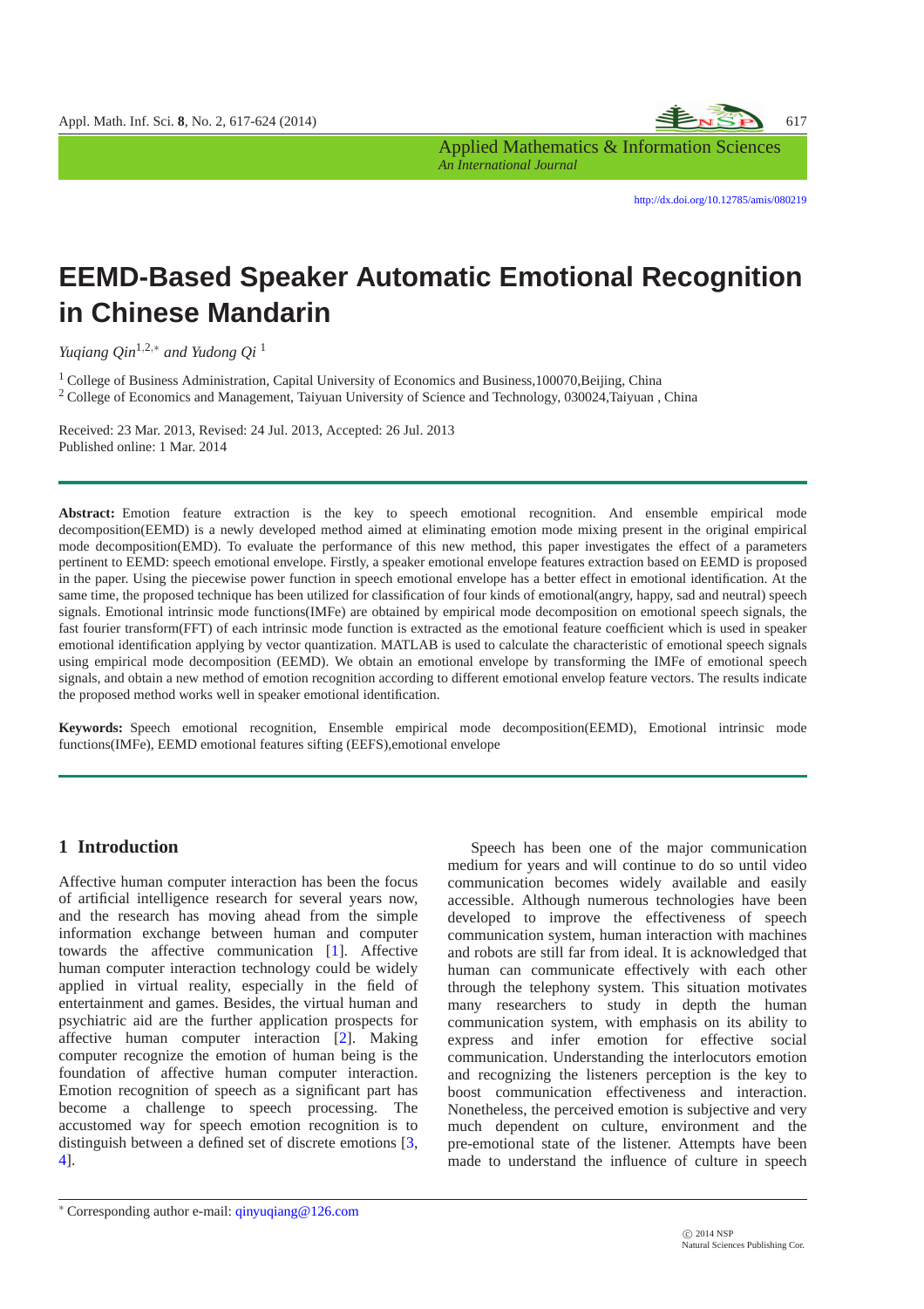# EEMD-Based Speaker Automatic Emotional Recognition in Chinese Mandarin

*Yuqiang Qin*[1,2,*] *and Yudong Qi* [1]

[1] College of Business Administration, Capital University of Economics and Business,100070,Beijing, China
[2] College of Economics and Management, Taiyuan University of Science and Technology, 030024,Taiyuan , China

Received: 23 Mar. 2013, Revised: 24 Jul. 2013, Accepted: 26 Jul. 2013
Published online: 1 Mar. 2014

**Abstract:** Emotion feature extraction is the key to speech emotional recognition. And ensemble empirical mode decomposition(EEMD) is a newly developed method aimed at eliminating emotion mode mixing present in the original empirical mode decomposition(EMD). To evaluate the performance of this new method, this paper investigates the effect of a parameters pertinent to EEMD: speech emotional envelope. Firstly, a speaker emotional envelope features extraction based on EEMD is proposed in the paper. Using the piecewise power function in speech emotional envelope has a better effect in emotional identification. At the same time, the proposed technique has been utilized for classification of four kinds of emotional(angry, happy, sad and neutral) speech signals. Emotional intrinsic mode functions(IMFe) are obtained by empirical mode decomposition on emotional speech signals, the fast fourier transform(FFT) of each intrinsic mode function is extracted as the emotional feature coefficient which is used in speaker emotional identification applying by vector quantization. MATLAB is used to calculate the characteristic of emotional speech signals using empirical mode decomposition (EEMD). We obtain an emotional envelope by transforming the IMFe of emotional speech signals, and obtain a new method of emotion recognition according to different emotional envelop feature vectors. The results indicate the proposed method works well in speaker emotional identification.

**Keywords:** Speech emotional recognition, Ensemble empirical mode decomposition(EEMD), Emotional intrinsic mode functions(IMFe), EEMD emotional features sifting (EEFS),emotional envelope

## 1 Introduction

Affective human computer interaction has been the focus of artificial intelligence research for several years now, and the research has moving ahead from the simple information exchange between human and computer towards the affective communication [1]. Affective human computer interaction technology could be widely applied in virtual reality, especially in the field of entertainment and games. Besides, the virtual human and psychiatric aid are the further application prospects for affective human computer interaction [2]. Making computer recognize the emotion of human being is the foundation of affective human computer interaction. Emotion recognition of speech as a significant part has become a challenge to speech processing. The accustomed way for speech emotion recognition is to distinguish between a defined set of discrete emotions [3, 4].

Speech has been one of the major communication medium for years and will continue to do so until video communication becomes widely available and easily accessible. Although numerous technologies have been developed to improve the effectiveness of speech communication system, human interaction with machines and robots are still far from ideal. It is acknowledged that human can communicate effectively with each other through the telephony system. This situation motivates many researchers to study in depth the human communication system, with emphasis on its ability to express and infer emotion for effective social communication. Understanding the interlocutors emotion and recognizing the listeners perception is the key to boost communication effectiveness and interaction. Nonetheless, the perceived emotion is subjective and very much dependent on culture, environment and the pre-emotional state of the listener. Attempts have been made to understand the influence of culture in speech

[*] Corresponding author e-mail: qinyuqiang@126.com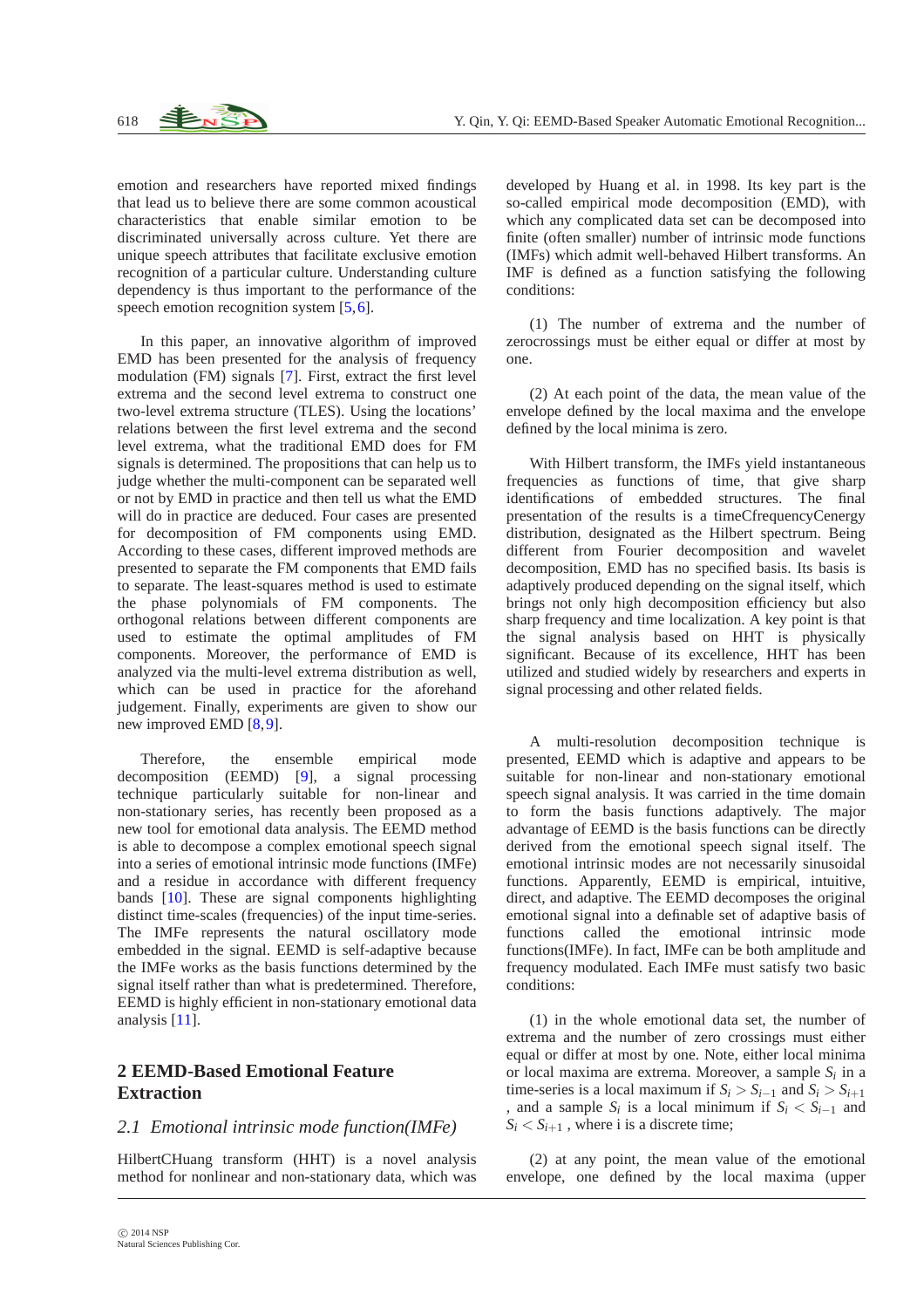emotion and researchers have reported mixed findings that lead us to believe there are some common acoustical characteristics that enable similar emotion to be discriminated universally across culture. Yet there are unique speech attributes that facilitate exclusive emotion recognition of a particular culture. Understanding culture dependency is thus important to the performance of the speech emotion recognition system [5,6].

In this paper, an innovative algorithm of improved EMD has been presented for the analysis of frequency modulation (FM) signals [7]. First, extract the first level extrema and the second level extrema to construct one two-level extrema structure (TLES). Using the locations' relations between the first level extrema and the second level extrema, what the traditional EMD does for FM signals is determined. The propositions that can help us to judge whether the multi-component can be separated well or not by EMD in practice and then tell us what the EMD will do in practice are deduced. Four cases are presented for decomposition of FM components using EMD. According to these cases, different improved methods are presented to separate the FM components that EMD fails to separate. The least-squares method is used to estimate the phase polynomials of FM components. The orthogonal relations between different components are used to estimate the optimal amplitudes of FM components. Moreover, the performance of EMD is analyzed via the multi-level extrema distribution as well, which can be used in practice for the aforehand judgement. Finally, experiments are given to show our new improved EMD [8,9].

Therefore, the ensemble empirical mode decomposition (EEMD) [9], a signal processing technique particularly suitable for non-linear and non-stationary series, has recently been proposed as a new tool for emotional data analysis. The EEMD method is able to decompose a complex emotional speech signal into a series of emotional intrinsic mode functions (IMFe) and a residue in accordance with different frequency bands [10]. These are signal components highlighting distinct time-scales (frequencies) of the input time-series. The IMFe represents the natural oscillatory mode embedded in the signal. EEMD is self-adaptive because the IMFe works as the basis functions determined by the signal itself rather than what is predetermined. Therefore, EEMD is highly efficient in non-stationary emotional data analysis [11].

## 2 EEMD-Based Emotional Feature Extraction

### 2.1 Emotional intrinsic mode function(IMFe)

HilbertCHuang transform (HHT) is a novel analysis method for nonlinear and non-stationary data, which was developed by Huang et al. in 1998. Its key part is the so-called empirical mode decomposition (EMD), with which any complicated data set can be decomposed into finite (often smaller) number of intrinsic mode functions (IMFs) which admit well-behaved Hilbert transforms. An IMF is defined as a function satisfying the following conditions:

(1) The number of extrema and the number of zerocrossings must be either equal or differ at most by one.

(2) At each point of the data, the mean value of the envelope defined by the local maxima and the envelope defined by the local minima is zero.

With Hilbert transform, the IMFs yield instantaneous frequencies as functions of time, that give sharp identifications of embedded structures. The final presentation of the results is a timeCfrequencyCenergy distribution, designated as the Hilbert spectrum. Being different from Fourier decomposition and wavelet decomposition, EMD has no specified basis. Its basis is adaptively produced depending on the signal itself, which brings not only high decomposition efficiency but also sharp frequency and time localization. A key point is that the signal analysis based on HHT is physically significant. Because of its excellence, HHT has been utilized and studied widely by researchers and experts in signal processing and other related fields.

A multi-resolution decomposition technique is presented, EEMD which is adaptive and appears to be suitable for non-linear and non-stationary emotional speech signal analysis. It was carried in the time domain to form the basis functions adaptively. The major advantage of EEMD is the basis functions can be directly derived from the emotional speech signal itself. The emotional intrinsic modes are not necessarily sinusoidal functions. Apparently, EEMD is empirical, intuitive, direct, and adaptive. The EEMD decomposes the original emotional signal into a definable set of adaptive basis of functions called the emotional intrinsic mode functions(IMFe). In fact, IMFe can be both amplitude and frequency modulated. Each IMFe must satisfy two basic conditions:

(1) in the whole emotional data set, the number of extrema and the number of zero crossings must either equal or differ at most by one. Note, either local minima or local maxima are extrema. Moreover, a sample $S_i$ in a time-series is a local maximum if $S_i > S_{i-1}$ and $S_i > S_{i+1}$ , and a sample $S_i$ is a local minimum if $S_i < S_{i-1}$ and $S_i < S_{i+1}$ , where i is a discrete time;

(2) at any point, the mean value of the emotional envelope, one defined by the local maxima (upper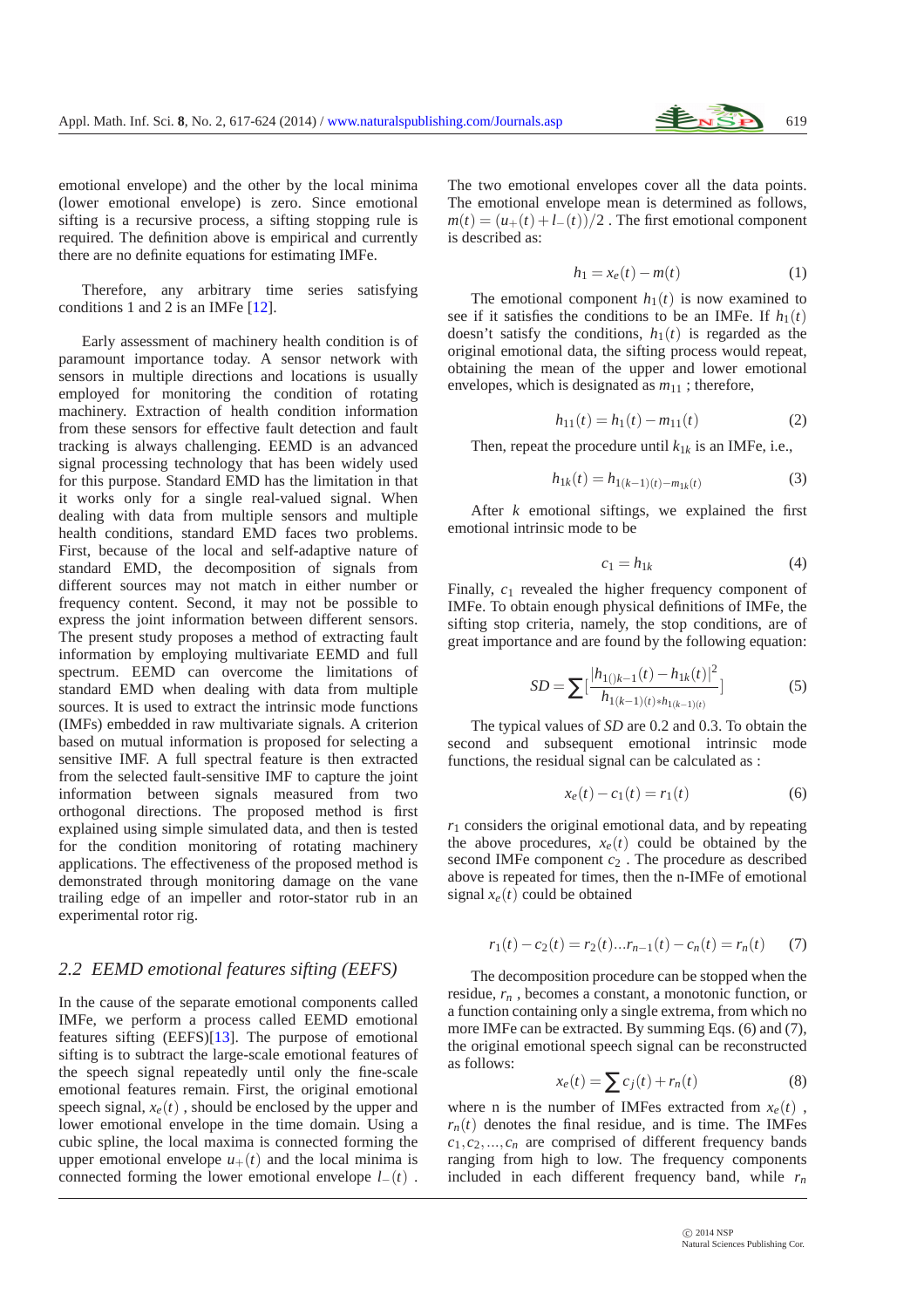emotional envelope) and the other by the local minima (lower emotional envelope) is zero. Since emotional sifting is a recursive process, a sifting stopping rule is required. The definition above is empirical and currently there are no definite equations for estimating IMFe.

Therefore, any arbitrary time series satisfying conditions 1 and 2 is an IMFe [12].

Early assessment of machinery health condition is of paramount importance today. A sensor network with sensors in multiple directions and locations is usually employed for monitoring the condition of rotating machinery. Extraction of health condition information from these sensors for effective fault detection and fault tracking is always challenging. EEMD is an advanced signal processing technology that has been widely used for this purpose. Standard EMD has the limitation in that it works only for a single real-valued signal. When dealing with data from multiple sensors and multiple health conditions, standard EMD faces two problems. First, because of the local and self-adaptive nature of standard EMD, the decomposition of signals from different sources may not match in either number or frequency content. Second, it may not be possible to express the joint information between different sensors. The present study proposes a method of extracting fault information by employing multivariate EEMD and full spectrum. EEMD can overcome the limitations of standard EMD when dealing with data from multiple sources. It is used to extract the intrinsic mode functions (IMFs) embedded in raw multivariate signals. A criterion based on mutual information is proposed for selecting a sensitive IMF. A full spectral feature is then extracted from the selected fault-sensitive IMF to capture the joint information between signals measured from two orthogonal directions. The proposed method is first explained using simple simulated data, and then is tested for the condition monitoring of rotating machinery applications. The effectiveness of the proposed method is demonstrated through monitoring damage on the vane trailing edge of an impeller and rotor-stator rub in an experimental rotor rig.

## 2.2 EEMD emotional features sifting (EEFS)

In the cause of the separate emotional components called IMFe, we perform a process called EEMD emotional features sifting (EEFS)[13]. The purpose of emotional sifting is to subtract the large-scale emotional features of the speech signal repeatedly until only the fine-scale emotional features remain. First, the original emotional speech signal, $x_e(t)$ , should be enclosed by the upper and lower emotional envelope in the time domain. Using a cubic spline, the local maxima is connected forming the upper emotional envelope $u_+(t)$ and the local minima is connected forming the lower emotional envelope $l_-(t)$ . The two emotional envelopes cover all the data points. The emotional envelope mean is determined as follows, $m(t) = (u_+(t) + l_-(t))/2$ . The first emotional component is described as:

$$h_1 = x_e(t) - m(t) \tag{1}$$

The emotional component $h_1(t)$ is now examined to see if it satisfies the conditions to be an IMFe. If $h_1(t)$ doesn't satisfy the conditions, $h_1(t)$ is regarded as the original emotional data, the sifting process would repeat, obtaining the mean of the upper and lower emotional envelopes, which is designated as $m_{11}$ ; therefore,

$$h_{11}(t) = h_1(t) - m_{11}(t) \tag{2}$$

Then, repeat the procedure until $k_{1k}$ is an IMFe, i.e.,

$$h_{1k}(t) = h_{1(k-1)(t) - m_{1k}(t)} \tag{3}$$

After $k$ emotional siftings, we explained the first emotional intrinsic mode to be

$$c_1 = h_{1k} \tag{4}$$

Finally, $c_1$ revealed the higher frequency component of IMFe. To obtain enough physical definitions of IMFe, the sifting stop criteria, namely, the stop conditions, are of great importance and are found by the following equation:

$$SD = \sum \left[ \frac{|h_{1()k-1}(t) - h_{1k}(t)|^2}{h_{1(k-1)(t)*h_{1(k-1)(t)}}} \right] \tag{5}$$

The typical values of $SD$ are 0.2 and 0.3. To obtain the second and subsequent emotional intrinsic mode functions, the residual signal can be calculated as :

$$x_e(t) - c_1(t) = r_1(t) \tag{6}$$

$r_1$ considers the original emotional data, and by repeating the above procedures, $x_e(t)$ could be obtained by the second IMFe component $c_2$ . The procedure as described above is repeated for times, then the n-IMFe of emotional signal $x_e(t)$ could be obtained

$$r_1(t) - c_2(t) = r_2(t) \ldots r_{n-1}(t) - c_n(t) = r_n(t) \tag{7}$$

The decomposition procedure can be stopped when the residue, $r_n$ , becomes a constant, a monotonic function, or a function containing only a single extrema, from which no more IMFe can be extracted. By summing Eqs. (6) and (7), the original emotional speech signal can be reconstructed as follows:

$$x_e(t) = \sum c_j(t) + r_n(t) \tag{8}$$

where n is the number of IMFes extracted from $x_e(t)$ , $r_n(t)$ denotes the final residue, and is time. The IMFes $c_1, c_2, \ldots, c_n$ are comprised of different frequency bands ranging from high to low. The frequency components included in each different frequency band, while $r_n$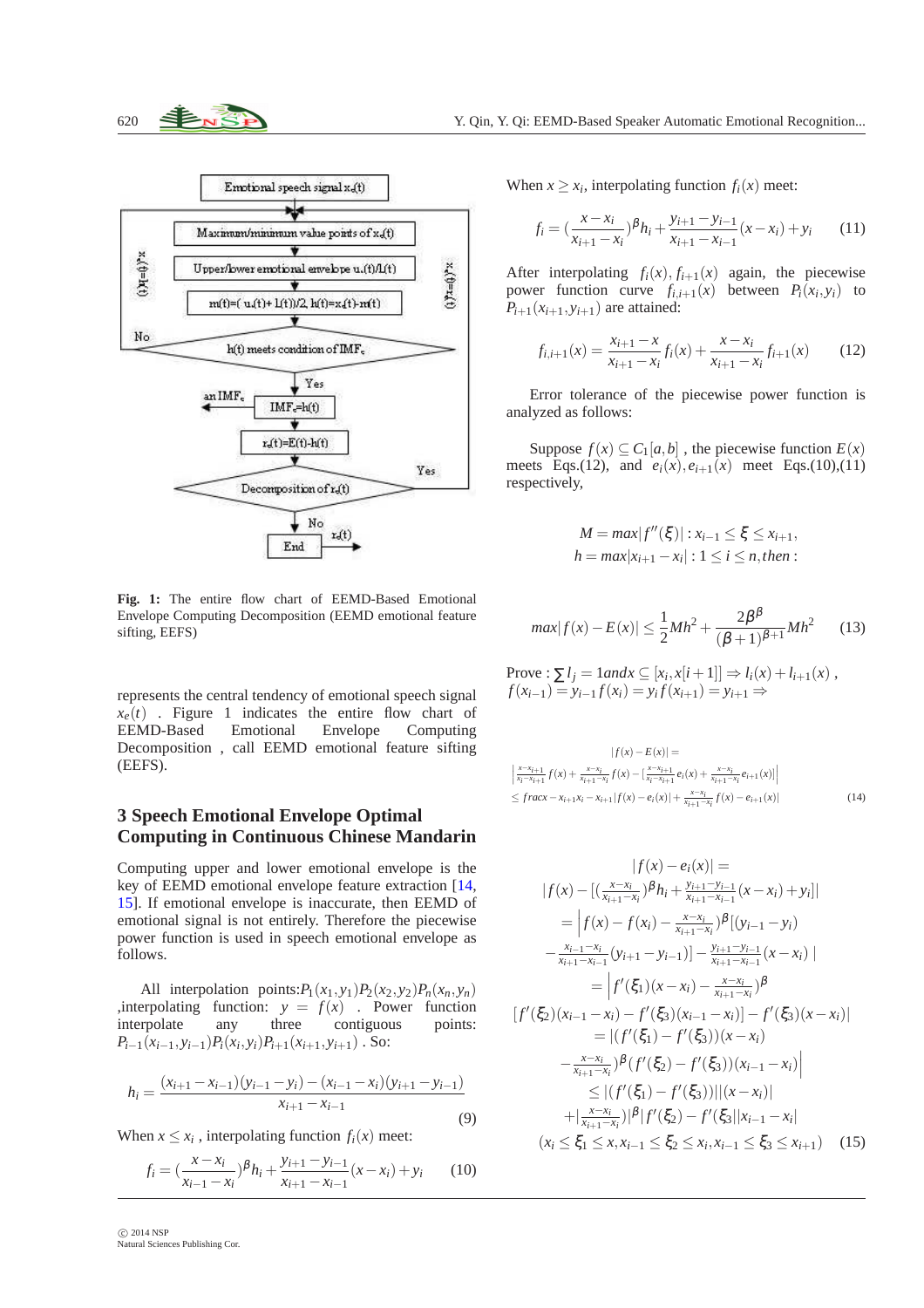Fig. 1: The entire flow chart of EEMD-Based Emotional Envelope Computing Decomposition (EEMD emotional feature sifting, EEFS)

represents the central tendency of emotional speech signal $x_e(t)$ . Figure 1 indicates the entire flow chart of EEMD-Based Emotional Envelope Computing Decomposition , call EEMD emotional feature sifting (EEFS).

## 3 Speech Emotional Envelope Optimal Computing in Continuous Chinese Mandarin

Computing upper and lower emotional envelope is the key of EEMD emotional envelope feature extraction [14, 15]. If emotional envelope is inaccurate, then EEMD of emotional signal is not entirely. Therefore the piecewise power function is used in speech emotional envelope as follows.

All interpolation points:$P_1(x_1,y_1)P_2(x_2,y_2)P_n(x_n,y_n)$ ,interpolating function: $y = f(x)$ . Power function interpolate any three contiguous points: $P_{i-1}(x_{i-1},y_{i-1})P_i(x_i,y_i)P_{i+1}(x_{i+1},y_{i+1})$ . So:

$$h_i = \frac{(x_{i+1}-x_{i-1})(y_{i-1}-y_i)-(x_{i-1}-x_i)(y_{i+1}-y_{i-1})}{x_{i+1}-x_{i-1}} \tag{9}$$

When $x \le x_i$ , interpolating function $f_i(x)$ meet:

$$f_i = (\frac{x-x_i}{x_{i-1}-x_i})^{\beta} h_i + \frac{y_{i+1}-y_{i-1}}{x_{i+1}-x_{i-1}}(x-x_i)+y_i \tag{10}$$

When $x \ge x_i$, interpolating function $f_i(x)$ meet:

$$f_i = (\frac{x-x_i}{x_{i+1}-x_i})^{\beta} h_i + \frac{y_{i+1}-y_{i-1}}{x_{i+1}-x_{i-1}}(x-x_i)+y_i \tag{11}$$

After interpolating $f_i(x), f_{i+1}(x)$ again, the piecewise power function curve $f_{i,i+1}(x)$ between $P_i(x_i,y_i)$ to $P_{i+1}(x_{i+1},y_{i+1})$ are attained:

$$f_{i,i+1}(x) = \frac{x_{i+1}-x}{x_{i+1}-x_i} f_i(x) + \frac{x-x_i}{x_{i+1}-x_i} f_{i+1}(x) \tag{12}$$

Error tolerance of the piecewise power function is analyzed as follows:

Suppose $f(x) \subseteq C_1[a,b]$ , the piecewise function $E(x)$ meets Eqs.(12), and $e_i(x), e_{i+1}(x)$ meet Eqs.(10),(11) respectively,

$$M = max|f''(\xi)| : x_{i-1} \le \xi \le x_{i+1},$$
$$h = max|x_{i+1}-x_i| : 1 \le i \le n, then :$$

$$max|f(x)-E(x)| \le \frac{1}{2}Mh^2 + \frac{2\beta^{\beta}}{(\beta+1)^{\beta+1}}Mh^2 \tag{13}$$

Prove : $\sum l_j = 1 and x \subseteq [x_i, x[i+1]] \Rightarrow l_i(x)+l_{i+1}(x)$ , $f(x_{i-1}) = y_{i-1} f(x_i) = y_i f(x_{i+1}) = y_{i+1} \Rightarrow$

$$\begin{aligned} &|f(x)-E(x)| = \\ &\left|\tfrac{x-x_{i+1}}{x_i-x_{i+1}} f(x) + \tfrac{x-x_i}{x_{i+1}-x_i} f(x) - [\tfrac{x-x_{i+1}}{x_i-x_{i+1}} e_i(x) + \tfrac{x-x_i}{x_{i+1}-x_i} e_{i+1}(x)]\right| \\ &\le fracx - x_{i+1}x_i - x_{i+1}|f(x)-e_i(x)| + \tfrac{x-x_i}{x_{i+1}-x_i} f(x) - e_{i+1}(x)| \end{aligned} \tag{14}$$

$$\begin{aligned} &|f(x)-e_i(x)| = \\ &|f(x)-[(\tfrac{x-x_i}{x_{i+1}-x_i})^{\beta} h_i + \tfrac{y_{i+1}-y_{i-1}}{x_{i+1}-x_{i-1}}(x-x_i)+y_i]| \\ &= \left|f(x)-f(x_i)-\tfrac{x-x_i}{x_{i+1}-x_i})^{\beta}[(y_{i-1}-y_i) \right. \\ &- \tfrac{x_{i-1}-x_i}{x_{i+1}-x_{i-1}}(y_{i+1}-y_{i-1})] - \tfrac{y_{i+1}-y_{i-1}}{x_{i+1}-x_{i-1}}(x-x_i) \,| \\ &= \left|f'(\xi_1)(x-x_i) - \tfrac{x-x_i}{x_{i+1}-x_i})^{\beta} \right. \\ &[f'(\xi_2)(x_{i-1}-x_i) - f'(\xi_3)(x_{i-1}-x_i)] - f'(\xi_3)(x-x_i)| \\ &= |(f'(\xi_1)-f'(\xi_3))(x-x_i) \\ &- \tfrac{x-x_i}{x_{i+1}-x_i})^{\beta}(f'(\xi_2)-f'(\xi_3))(x_{i-1}-x_i)\Big| \\ &\le |(f'(\xi_1)-f'(\xi_3))||(x-x_i)| \\ &+ |\tfrac{x-x_i}{x_{i+1}-x_i})|^{\beta}|f'(\xi_2)-f'(\xi_3||x_{i-1}-x_i| \\ &(x_i \le \xi_1 \le x, x_{i-1} \le \xi_2 \le x_i, x_{i-1} \le \xi_3 \le x_{i+1}) \end{aligned} \tag{15}$$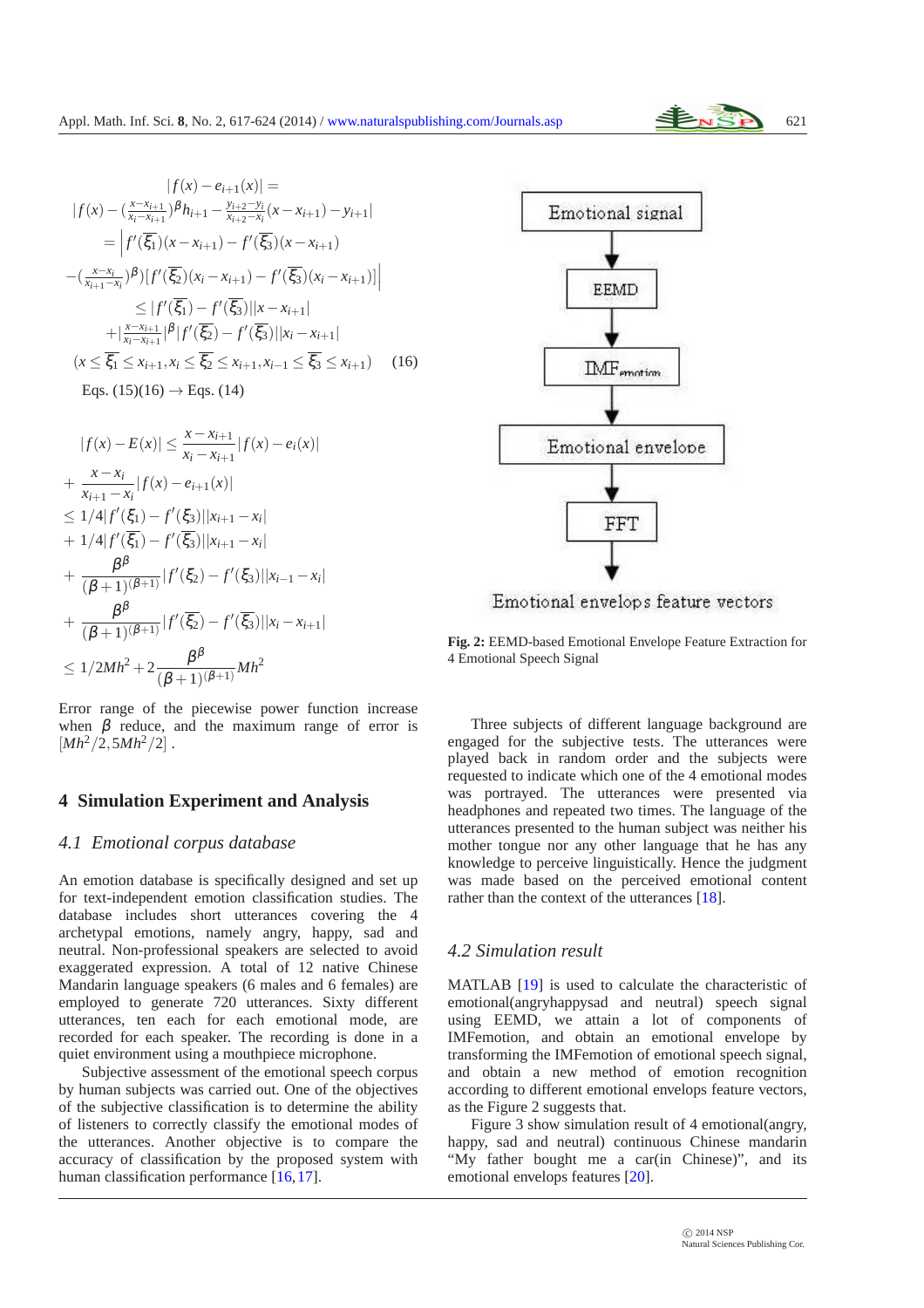$$
\begin{aligned}
&|f(x)-e_{i+1}(x)| = \\
&|f(x)-(\tfrac{x-x_{i+1}}{x_i-x_{i+1}})^{\beta}h_{i+1}-\tfrac{y_{i+2}-y_i}{x_{i+2}-x_i}(x-x_{i+1})-y_{i+1}| \\
&=\Big|f'(\overline{\xi_1})(x-x_{i+1})-f'(\overline{\xi_3})(x-x_{i+1}) \\
&-(\tfrac{x-x_i}{x_{i+1}-x_i})^{\beta})[f'(\overline{\xi_2})(x_i-x_{i+1})-f'(\overline{\xi_3})(x_i-x_{i+1})]\Big| \\
&\le |f'(\overline{\xi_1})-f'(\overline{\xi_3})||x-x_{i+1}| \\
&+|\tfrac{x-x_{i+1}}{x_i-x_{i+1}}|^{\beta}|f'(\overline{\xi_2})-f'(\overline{\xi_3})||x_i-x_{i+1}| \\
&(x\le\overline{\xi_1}\le x_{i+1}, x_i\le\overline{\xi_2}\le x_{i+1}, x_{i-1}\le\overline{\xi_3}\le x_{i+1}) \quad (16)
\end{aligned}
$$

Eqs. (15)(16) → Eqs. (14)

$$
\begin{aligned}
&|f(x)-E(x)| \le \frac{x-x_{i+1}}{x_i-x_{i+1}}|f(x)-e_i(x)| \\
&+\frac{x-x_i}{x_{i+1}-x_i}|f(x)-e_{i+1}(x)| \\
&\le 1/4|f'(\xi_1)-f'(\xi_3)||x_{i+1}-x_i| \\
&+1/4|f'(\overline{\xi_1})-f'(\overline{\xi_3})||x_{i+1}-x_i| \\
&+\frac{\beta^{\beta}}{(\beta+1)^{(\beta+1)}}|f'(\xi_2)-f'(\xi_3)||x_{i-1}-x_i| \\
&+\frac{\beta^{\beta}}{(\beta+1)^{(\beta+1)}}|f'(\overline{\xi_2})-f'(\overline{\xi_3})||x_i-x_{i+1}| \\
&\le 1/2Mh^2+2\frac{\beta^{\beta}}{(\beta+1)^{(\beta+1)}}Mh^2
\end{aligned}
$$

Error range of the piecewise power function increase when $\beta$ reduce, and the maximum range of error is $[Mh^2/2, 5Mh^2/2]$ .

## 4 Simulation Experiment and Analysis

### *4.1 Emotional corpus database*

An emotion database is specifically designed and set up for text-independent emotion classification studies. The database includes short utterances covering the 4 archetypal emotions, namely angry, happy, sad and neutral. Non-professional speakers are selected to avoid exaggerated expression. A total of 12 native Chinese Mandarin language speakers (6 males and 6 females) are employed to generate 720 utterances. Sixty different utterances, ten each for each emotional mode, are recorded for each speaker. The recording is done in a quiet environment using a mouthpiece microphone.

Subjective assessment of the emotional speech corpus by human subjects was carried out. One of the objectives of the subjective classification is to determine the ability of listeners to correctly classify the emotional modes of the utterances. Another objective is to compare the accuracy of classification by the proposed system with human classification performance [16,17].

Emotional signal → EEMD → $IMF_{emotion}$ → Emotional envelope → FFT → Emotional envelops feature vectors

**Fig. 2:** EEMD-based Emotional Envelope Feature Extraction for 4 Emotional Speech Signal

Three subjects of different language background are engaged for the subjective tests. The utterances were played back in random order and the subjects were requested to indicate which one of the 4 emotional modes was portrayed. The utterances were presented via headphones and repeated two times. The language of the utterances presented to the human subject was neither his mother tongue nor any other language that he has any knowledge to perceive linguistically. Hence the judgment was made based on the perceived emotional content rather than the context of the utterances [18].

### *4.2 Simulation result*

MATLAB [19] is used to calculate the characteristic of emotional(angryhappysad and neutral) speech signal using EEMD, we attain a lot of components of IMFemotion, and obtain an emotional envelope by transforming the IMFemotion of emotional speech signal, and obtain a new method of emotion recognition according to different emotional envelops feature vectors, as the Figure 2 suggests that.

Figure 3 show simulation result of 4 emotional(angry, happy, sad and neutral) continuous Chinese mandarin “My father bought me a car(in Chinese)”, and its emotional envelops features [20].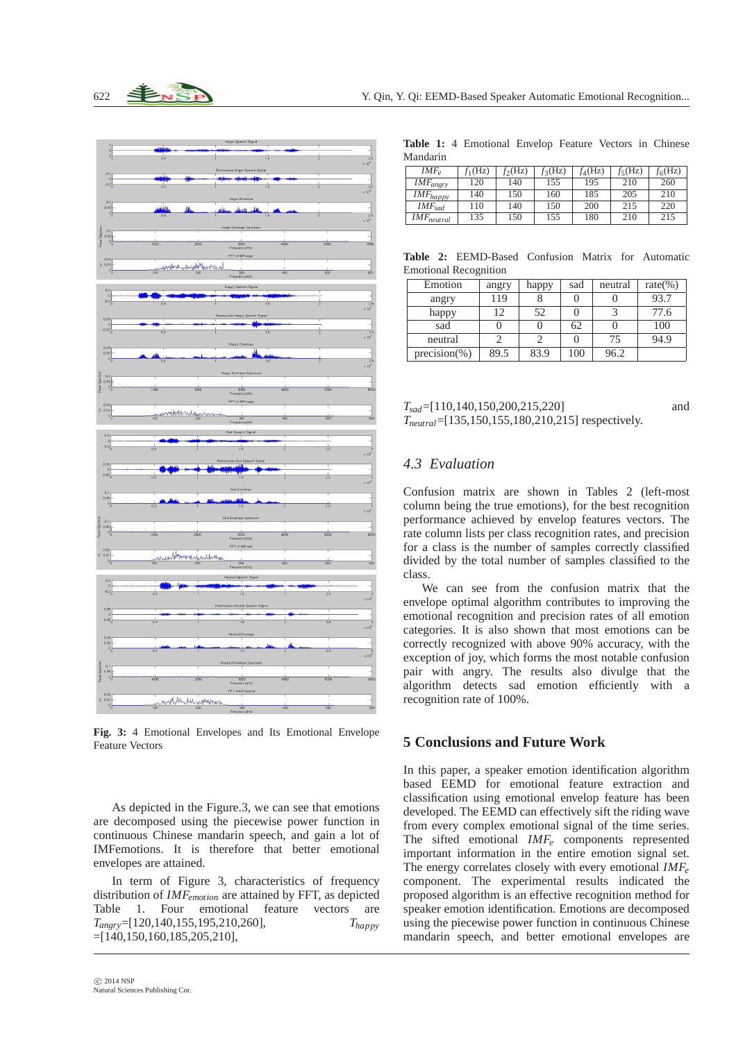Fig. 3: 4 Emotional Envelopes and Its Emotional Envelope Feature Vectors

As depicted in the Figure.3, we can see that emotions are decomposed using the piecewise power function in continuous Chinese mandarin speech, and gain a lot of IMFemotions. It is therefore that better emotional envelopes are attained.

In term of Figure 3, characteristics of frequency distribution of $IMF_{emotion}$ are attained by FFT, as depicted Table 1. Four emotional feature vectors are $T_{angry}$=[120,140,155,195,210,260], $T_{happy}$ =[140,150,160,185,205,210], $T_{sad}$=[110,140,150,200,215,220] and $T_{neutral}$=[135,150,155,180,210,215] respectively.

**Table 1:** 4 Emotional Envelop Feature Vectors in Chinese Mandarin

| $IMF_e$ | $f_1$(Hz) | $f_2$(Hz) | $f_3$(Hz) | $f_4$(Hz) | $f_5$(Hz) | $f_6$(Hz) |
|---|---|---|---|---|---|---|
| $IMF_{angry}$ | 120 | 140 | 155 | 195 | 210 | 260 |
| $IMF_{happy}$ | 140 | 150 | 160 | 185 | 205 | 210 |
| $IMF_{sad}$ | 110 | 140 | 150 | 200 | 215 | 220 |
| $IMF_{neutral}$ | 135 | 150 | 155 | 180 | 210 | 215 |

**Table 2:** EEMD-Based Confusion Matrix for Automatic Emotional Recognition

| Emotion | angry | happy | sad | neutral | rate(%) |
|---|---|---|---|---|---|
| angry | 119 | 8 | 0 | 0 | 93.7 |
| happy | 12 | 52 | 0 | 3 | 77.6 |
| sad | 0 | 0 | 62 | 0 | 100 |
| neutral | 2 | 2 | 0 | 75 | 94.9 |
| precision(%) | 89.5 | 83.9 | 100 | 96.2 | |

### 4.3 Evaluation

Confusion matrix are shown in Tables 2 (left-most column being the true emotions), for the best recognition performance achieved by envelope features vectors. The rate column lists per class recognition rates, and precision for a class is the number of samples correctly classified divided by the total number of samples classified to the class.

We can see from the confusion matrix that the envelope optimal algorithm contributes to improving the emotional recognition and precision rates of all emotion categories. It is also shown that most emotions can be correctly recognized with above 90% accuracy, with the exception of joy, which forms the most notable confusion pair with angry. The results also divulge that the algorithm detects sad emotion efficiently with a recognition rate of 100%.

## 5 Conclusions and Future Work

In this paper, a speaker emotion identification algorithm based EEMD for emotional feature extraction and classification using emotional envelop feature has been developed. The EEMD can effectively sift the riding wave from every complex emotional signal of the time series. The sifted emotional $IMF_e$ components represented important information in the entire emotion signal set. The energy correlates closely with every emotional $IMF_e$ component. The experimental results indicated the proposed algorithm is an effective recognition method for speaker emotion identification. Emotions are decomposed using the piecewise power function in continuous Chinese mandarin speech, and better emotional envelopes are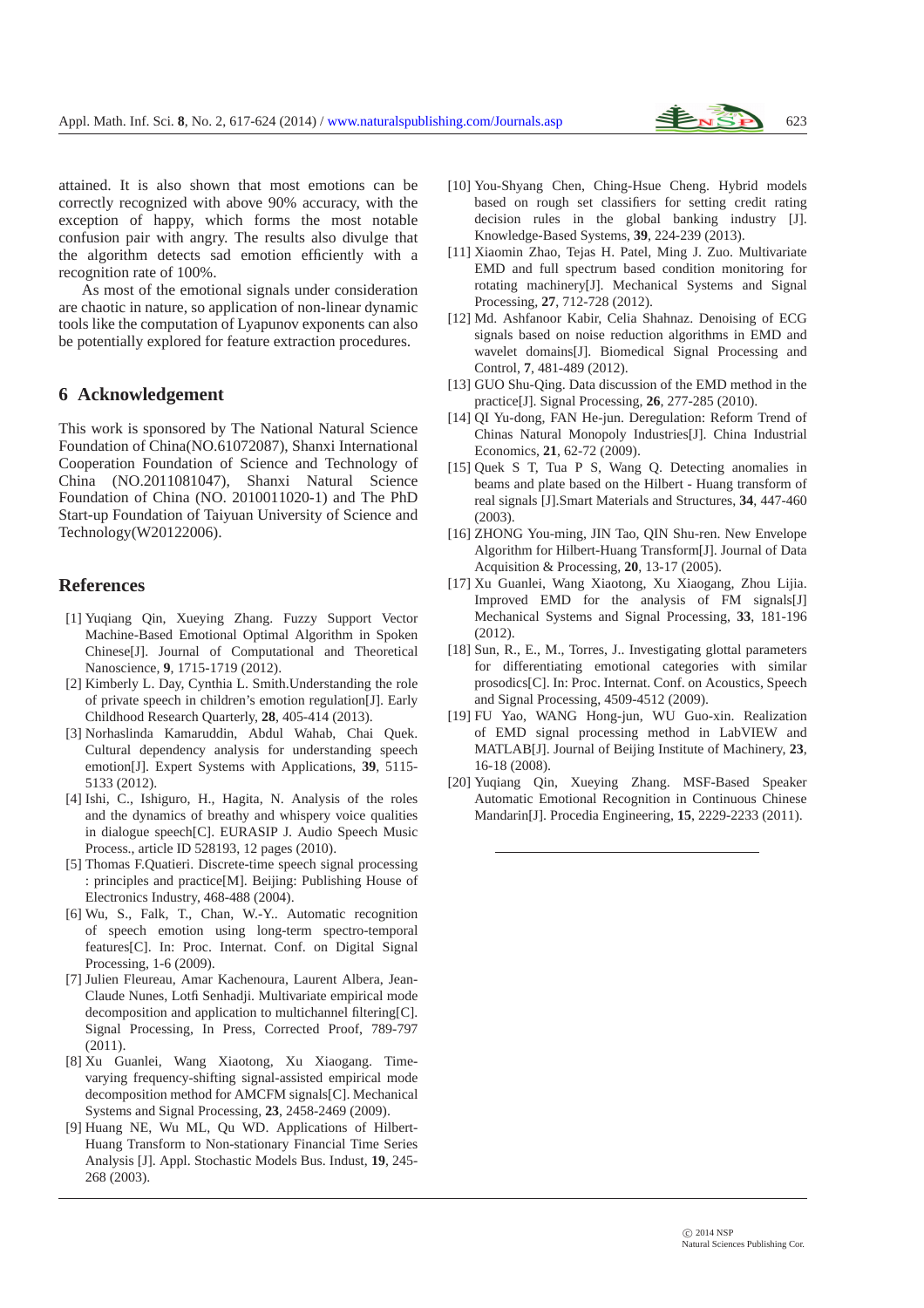attained. It is also shown that most emotions can be correctly recognized with above 90% accuracy, with the exception of happy, which forms the most notable confusion pair with angry. The results also divulge that the algorithm detects sad emotion efficiently with a recognition rate of 100%.

As most of the emotional signals under consideration are chaotic in nature, so application of non-linear dynamic tools like the computation of Lyapunov exponents can also be potentially explored for feature extraction procedures.

## 6 Acknowledgement

This work is sponsored by The National Natural Science Foundation of China(NO.61072087), Shanxi International Cooperation Foundation of Science and Technology of China (NO.2011081047), Shanxi Natural Science Foundation of China (NO. 2010011020-1) and The PhD Start-up Foundation of Taiyuan University of Science and Technology(W20122006).

## References

[1] Yuqiang Qin, Xueying Zhang. Fuzzy Support Vector Machine-Based Emotional Optimal Algorithm in Spoken Chinese[J]. Journal of Computational and Theoretical Nanoscience, **9**, 1715-1719 (2012).

[2] Kimberly L. Day, Cynthia L. Smith.Understanding the role of private speech in children's emotion regulation[J]. Early Childhood Research Quarterly, **28**, 405-414 (2013).

[3] Norhaslinda Kamaruddin, Abdul Wahab, Chai Quek. Cultural dependency analysis for understanding speech emotion[J]. Expert Systems with Applications, **39**, 5115-5133 (2012).

[4] Ishi, C., Ishiguro, H., Hagita, N. Analysis of the roles and the dynamics of breathy and whispery voice qualities in dialogue speech[C]. EURASIP J. Audio Speech Music Process., article ID 528193, 12 pages (2010).

[5] Thomas F.Quatieri. Discrete-time speech signal processing : principles and practice[M]. Beijing: Publishing House of Electronics Industry, 468-488 (2004).

[6] Wu, S., Falk, T., Chan, W.-Y.. Automatic recognition of speech emotion using long-term spectro-temporal features[C]. In: Proc. Internat. Conf. on Digital Signal Processing, 1-6 (2009).

[7] Julien Fleureau, Amar Kachenoura, Laurent Albera, Jean-Claude Nunes, Lotfi Senhadji. Multivariate empirical mode decomposition and application to multichannel filtering[C]. Signal Processing, In Press, Corrected Proof, 789-797 (2011).

[8] Xu Guanlei, Wang Xiaotong, Xu Xiaogang. Time-varying frequency-shifting signal-assisted empirical mode decomposition method for AMCFM signals[C]. Mechanical Systems and Signal Processing, **23**, 2458-2469 (2009).

[9] Huang NE, Wu ML, Qu WD. Applications of Hilbert-Huang Transform to Non-stationary Financial Time Series Analysis [J]. Appl. Stochastic Models Bus. Indust, **19**, 245-268 (2003).

[10] You-Shyang Chen, Ching-Hsue Cheng. Hybrid models based on rough set classifiers for setting credit rating decision rules in the global banking industry [J]. Knowledge-Based Systems, **39**, 224-239 (2013).

[11] Xiaomin Zhao, Tejas H. Patel, Ming J. Zuo. Multivariate EMD and full spectrum based condition monitoring for rotating machinery[J]. Mechanical Systems and Signal Processing, **27**, 712-728 (2012).

[12] Md. Ashfanoor Kabir, Celia Shahnaz. Denoising of ECG signals based on noise reduction algorithms in EMD and wavelet domains[J]. Biomedical Signal Processing and Control, **7**, 481-489 (2012).

[13] GUO Shu-Qing. Data discussion of the EMD method in the practice[J]. Signal Processing, **26**, 277-285 (2010).

[14] QI Yu-dong, FAN He-jun. Deregulation: Reform Trend of Chinas Natural Monopoly Industries[J]. China Industrial Economics, **21**, 62-72 (2009).

[15] Quek S T, Tua P S, Wang Q. Detecting anomalies in beams and plate based on the Hilbert - Huang transform of real signals [J].Smart Materials and Structures, **34**, 447-460 (2003).

[16] ZHONG You-ming, JIN Tao, QIN Shu-ren. New Envelope Algorithm for Hilbert-Huang Transform[J]. Journal of Data Acquisition & Processing, **20**, 13-17 (2005).

[17] Xu Guanlei, Wang Xiaotong, Xu Xiaogang, Zhou Lijia. Improved EMD for the analysis of FM signals[J] Mechanical Systems and Signal Processing, **33**, 181-196 (2012).

[18] Sun, R., E., M., Torres, J.. Investigating glottal parameters for differentiating emotional categories with similar prosodics[C]. In: Proc. Internat. Conf. on Acoustics, Speech and Signal Processing, 4509-4512 (2009).

[19] FU Yao, WANG Hong-jun, WU Guo-xin. Realization of EMD signal processing method in LabVIEW and MATLAB[J]. Journal of Beijing Institute of Machinery, **23**, 16-18 (2008).

[20] Yuqiang Qin, Xueying Zhang. MSF-Based Speaker Automatic Emotional Recognition in Continuous Chinese Mandarin[J]. Procedia Engineering, **15**, 2229-2233 (2011).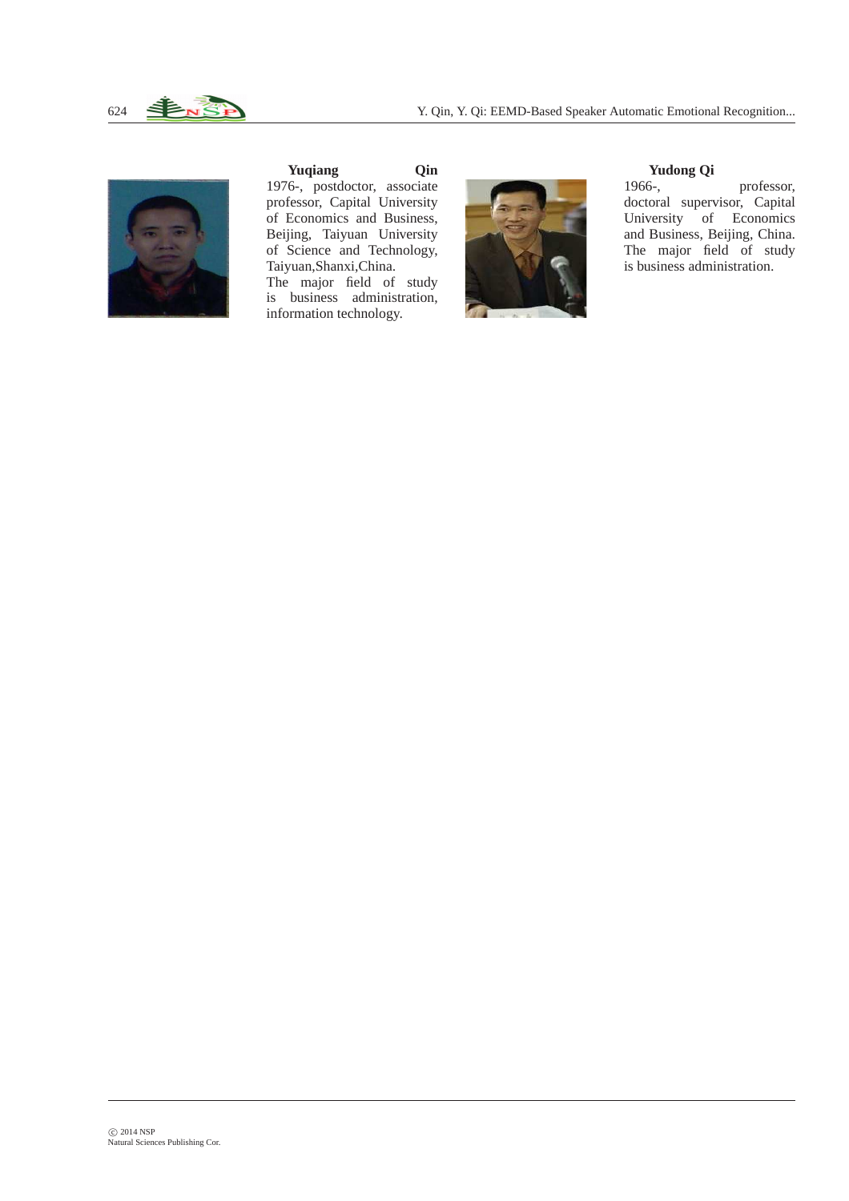**Yuqiang Qin** 1976-, postdoctor, associate professor, Capital University of Economics and Business, Beijing, Taiyuan University of Science and Technology, Taiyuan,Shanxi,China. The major field of study is business administration, information technology.

**Yudong Qi** 1966-, professor, doctoral supervisor, Capital University of Economics and Business, Beijing, China. The major field of study is business administration.